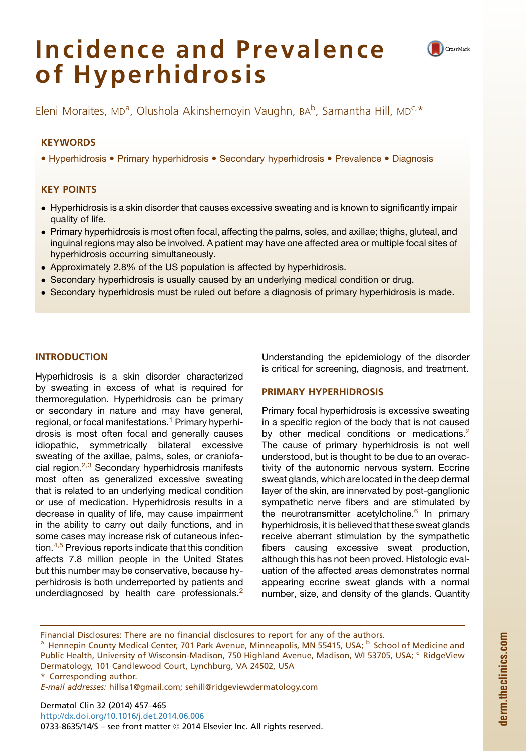# Incidence and Prevalence of Hyperhidrosis

Eleni Moraites, MD[a], Olushola Akinshemoyin Vaughn, BA[b], Samantha Hill, MD[c,*]

## KEYWORDS

• Hyperhidrosis • Primary hyperhidrosis • Secondary hyperhidrosis • Prevalence • Diagnosis

## KEY POINTS

- Hyperhidrosis is a skin disorder that causes excessive sweating and is known to significantly impair quality of life.
- Primary hyperhidrosis is most often focal, affecting the palms, soles, and axillae; thighs, gluteal, and inguinal regions may also be involved. A patient may have one affected area or multiple focal sites of hyperhidrosis occurring simultaneously.
- Approximately 2.8% of the US population is affected by hyperhidrosis.
- Secondary hyperhidrosis is usually caused by an underlying medical condition or drug.
- Secondary hyperhidrosis must be ruled out before a diagnosis of primary hyperhidrosis is made.

## INTRODUCTION

Hyperhidrosis is a skin disorder characterized by sweating in excess of what is required for thermoregulation. Hyperhidrosis can be primary or secondary in nature and may have general, regional, or focal manifestations.[1] Primary hyperhidrosis is most often focal and generally causes idiopathic, symmetrically bilateral excessive sweating of the axillae, palms, soles, or craniofacial region.[2,3] Secondary hyperhidrosis manifests most often as generalized excessive sweating that is related to an underlying medical condition or use of medication. Hyperhidrosis results in a decrease in quality of life, may cause impairment in the ability to carry out daily functions, and in some cases may increase risk of cutaneous infection.[4,5] Previous reports indicate that this condition affects 7.8 million people in the United States but this number may be conservative, because hyperhidrosis is both underreported by patients and underdiagnosed by health care professionals.[2] Understanding the epidemiology of the disorder is critical for screening, diagnosis, and treatment.

## PRIMARY HYPERHIDROSIS

Primary focal hyperhidrosis is excessive sweating in a specific region of the body that is not caused by other medical conditions or medications.[2] The cause of primary hyperhidrosis is not well understood, but is thought to be due to an overactivity of the autonomic nervous system. Eccrine sweat glands, which are located in the deep dermal layer of the skin, are innervated by post-ganglionic sympathetic nerve fibers and are stimulated by the neurotransmitter acetylcholine.[6] In primary hyperhidrosis, it is believed that these sweat glands receive aberrant stimulation by the sympathetic fibers causing excessive sweat production, although this has not been proved. Histologic evaluation of the affected areas demonstrates normal appearing eccrine sweat glands with a normal number, size, and density of the glands. Quantity

Financial Disclosures: There are no financial disclosures to report for any of the authors.

[a] Hennepin County Medical Center, 701 Park Avenue, Minneapolis, MN 55415, USA; [b] School of Medicine and Public Health, University of Wisconsin-Madison, 750 Highland Avenue, Madison, WI 53705, USA; [c] RidgeView Dermatology, 101 Candlewood Court, Lynchburg, VA 24502, USA

\* Corresponding author.

*E-mail addresses:* hillsa1@gmail.com; sehill@ridgeviewdermatology.com

Dermatol Clin 32 (2014) 457–465
http://dx.doi.org/10.1016/j.det.2014.06.006
0733-8635/14/$ – see front matter © 2014 Elsevier Inc. All rights reserved.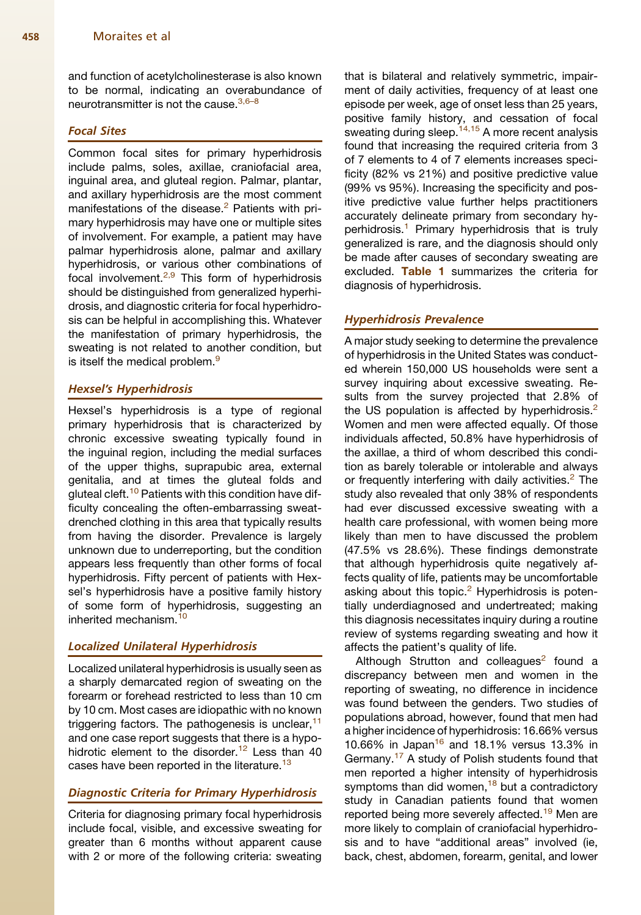and function of acetylcholinesterase is also known to be normal, indicating an overabundance of neurotransmitter is not the cause.[3,6–8]

### Focal Sites

Common focal sites for primary hyperhidrosis include palms, soles, axillae, craniofacial area, inguinal area, and gluteal region. Palmar, plantar, and axillary hyperhidrosis are the most comment manifestations of the disease.[2] Patients with primary hyperhidrosis may have one or multiple sites of involvement. For example, a patient may have palmar hyperhidrosis alone, palmar and axillary hyperhidrosis, or various other combinations of focal involvement.[2,9] This form of hyperhidrosis should be distinguished from generalized hyperhidrosis, and diagnostic criteria for focal hyperhidrosis can be helpful in accomplishing this. Whatever the manifestation of primary hyperhidrosis, the sweating is not related to another condition, but is itself the medical problem.[9]

### Hexsel's Hyperhidrosis

Hexsel's hyperhidrosis is a type of regional primary hyperhidrosis that is characterized by chronic excessive sweating typically found in the inguinal region, including the medial surfaces of the upper thighs, suprapubic area, external genitalia, and at times the gluteal folds and gluteal cleft.[10] Patients with this condition have difficulty concealing the often-embarrassing sweat-drenched clothing in this area that typically results from having the disorder. Prevalence is largely unknown due to underreporting, but the condition appears less frequently than other forms of focal hyperhidrosis. Fifty percent of patients with Hexsel's hyperhidrosis have a positive family history of some form of hyperhidrosis, suggesting an inherited mechanism.[10]

### Localized Unilateral Hyperhidrosis

Localized unilateral hyperhidrosis is usually seen as a sharply demarcated region of sweating on the forearm or forehead restricted to less than 10 cm by 10 cm. Most cases are idiopathic with no known triggering factors. The pathogenesis is unclear,[11] and one case report suggests that there is a hypohidrotic element to the disorder.[12] Less than 40 cases have been reported in the literature.[13]

### Diagnostic Criteria for Primary Hyperhidrosis

Criteria for diagnosing primary focal hyperhidrosis include focal, visible, and excessive sweating for greater than 6 months without apparent cause with 2 or more of the following criteria: sweating that is bilateral and relatively symmetric, impairment of daily activities, frequency of at least one episode per week, age of onset less than 25 years, positive family history, and cessation of focal sweating during sleep.[14,15] A more recent analysis found that increasing the required criteria from 3 of 7 elements to 4 of 7 elements increases specificity (82% vs 21%) and positive predictive value (99% vs 95%). Increasing the specificity and positive predictive value further helps practitioners accurately delineate primary from secondary hyperhidrosis.[1] Primary hyperhidrosis that is truly generalized is rare, and the diagnosis should only be made after causes of secondary sweating are excluded. **Table 1** summarizes the criteria for diagnosis of hyperhidrosis.

### Hyperhidrosis Prevalence

A major study seeking to determine the prevalence of hyperhidrosis in the United States was conducted wherein 150,000 US households were sent a survey inquiring about excessive sweating. Results from the survey projected that 2.8% of the US population is affected by hyperhidrosis.[2] Women and men were affected equally. Of those individuals affected, 50.8% have hyperhidrosis of the axillae, a third of whom described this condition as barely tolerable or intolerable and always or frequently interfering with daily activities.[2] The study also revealed that only 38% of respondents had ever discussed excessive sweating with a health care professional, with women being more likely than men to have discussed the problem (47.5% vs 28.6%). These findings demonstrate that although hyperhidrosis quite negatively affects quality of life, patients may be uncomfortable asking about this topic.[2] Hyperhidrosis is potentially underdiagnosed and undertreated; making this diagnosis necessitates inquiry during a routine review of systems regarding sweating and how it affects the patient's quality of life.

Although Strutton and colleagues[2] found a discrepancy between men and women in the reporting of sweating, no difference in incidence was found between the genders. Two studies of populations abroad, however, found that men had a higher incidence of hyperhidrosis: 16.66% versus 10.66% in Japan[16] and 18.1% versus 13.3% in Germany.[17] A study of Polish students found that men reported a higher intensity of hyperhidrosis symptoms than did women,[18] but a contradictory study in Canadian patients found that women reported being more severely affected.[19] Men are more likely to complain of craniofacial hyperhidrosis and to have "additional areas" involved (ie, back, chest, abdomen, forearm, genital, and lower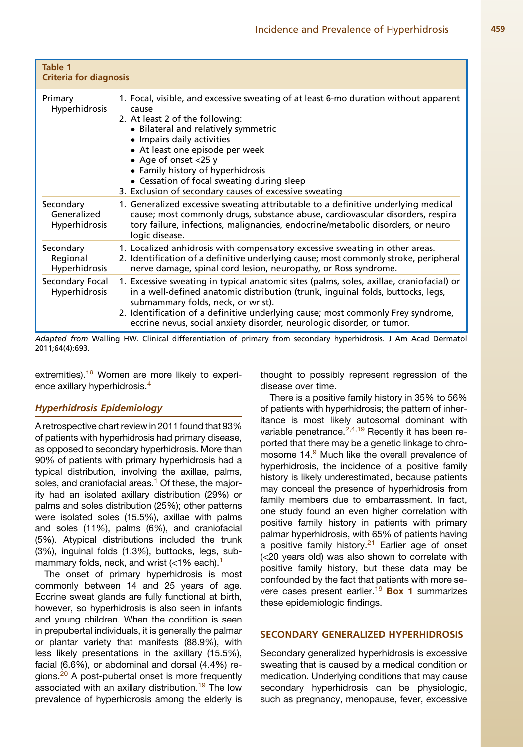**Table 1**
**Criteria for diagnosis**

| | |
|---|---|
| Primary Hyperhidrosis | 1. Focal, visible, and excessive sweating of at least 6-mo duration without apparent cause<br>2. At least 2 of the following:<br>• Bilateral and relatively symmetric<br>• Impairs daily activities<br>• At least one episode per week<br>• Age of onset <25 y<br>• Family history of hyperhidrosis<br>• Cessation of focal sweating during sleep<br>3. Exclusion of secondary causes of excessive sweating |
| Secondary Generalized Hyperhidrosis | 1. Generalized excessive sweating attributable to a definitive underlying medical cause; most commonly drugs, substance abuse, cardiovascular disorders, respiratory failure, infections, malignancies, endocrine/metabolic disorders, or neurologic disease. |
| Secondary Regional Hyperhidrosis | 1. Localized anhidrosis with compensatory excessive sweating in other areas.<br>2. Identification of a definitive underlying cause; most commonly stroke, peripheral nerve damage, spinal cord lesion, neuropathy, or Ross syndrome. |
| Secondary Focal Hyperhidrosis | 1. Excessive sweating in typical anatomic sites (palms, soles, axillae, craniofacial) or in a well-defined anatomic distribution (trunk, inguinal folds, buttocks, legs, submammary folds, neck, or wrist).<br>2. Identification of a definitive underlying cause; most commonly Frey syndrome, eccrine nevus, social anxiety disorder, neurologic disorder, or tumor. |

*Adapted from* Walling HW. Clinical differentiation of primary from secondary hyperhidrosis. J Am Acad Dermatol 2011;64(4):693.

extremities).[19] Women are more likely to experience axillary hyperhidrosis.[4]

### *Hyperhidrosis Epidemiology*

A retrospective chart review in 2011 found that 93% of patients with hyperhidrosis had primary disease, as opposed to secondary hyperhidrosis. More than 90% of patients with primary hyperhidrosis had a typical distribution, involving the axillae, palms, soles, and craniofacial areas.[1] Of these, the majority had an isolated axillary distribution (29%) or palms and soles distribution (25%); other patterns were isolated soles (15.5%), axillae with palms and soles (11%), palms (6%), and craniofacial (5%). Atypical distributions included the trunk (3%), inguinal folds (1.3%), buttocks, legs, submammary folds, neck, and wrist (<1% each).[1]

The onset of primary hyperhidrosis is most commonly between 14 and 25 years of age. Eccrine sweat glands are fully functional at birth, however, so hyperhidrosis is also seen in infants and young children. When the condition is seen in prepubertal individuals, it is generally the palmar or plantar variety that manifests (88.9%), with less likely presentations in the axillary (15.5%), facial (6.6%), or abdominal and dorsal (4.4%) regions.[20] A post-pubertal onset is more frequently associated with an axillary distribution.[19] The low prevalence of hyperhidrosis among the elderly is thought to possibly represent regression of the disease over time.

There is a positive family history in 35% to 56% of patients with hyperhidrosis; the pattern of inheritance is most likely autosomal dominant with variable penetrance.[2,4,19] Recently it has been reported that there may be a genetic linkage to chromosome 14.[9] Much like the overall prevalence of hyperhidrosis, the incidence of a positive family history is likely underestimated, because patients may conceal the presence of hyperhidrosis from family members due to embarrassment. In fact, one study found an even higher correlation with positive family history in patients with primary palmar hyperhidrosis, with 65% of patients having a positive family history.[21] Earlier age of onset (<20 years old) was also shown to correlate with positive family history, but these data may be confounded by the fact that patients with more severe cases present earlier.[19] **Box 1** summarizes these epidemiologic findings.

## SECONDARY GENERALIZED HYPERHIDROSIS

Secondary generalized hyperhidrosis is excessive sweating that is caused by a medical condition or medication. Underlying conditions that may cause secondary hyperhidrosis can be physiologic, such as pregnancy, menopause, fever, excessive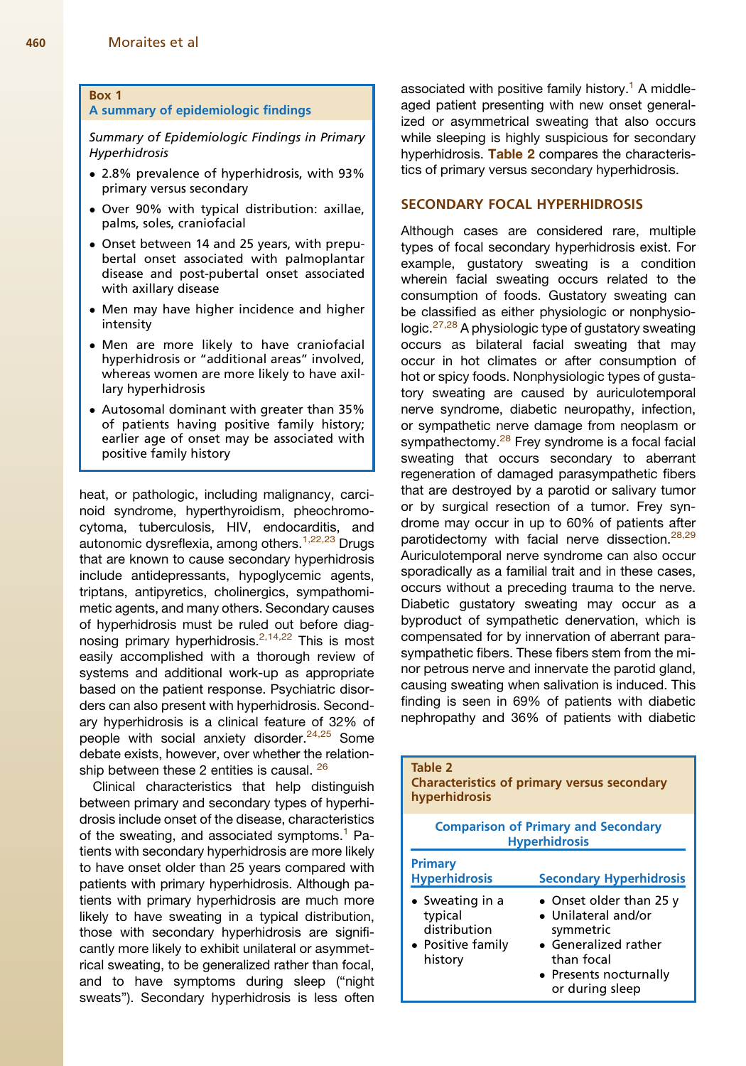**Box 1**
**A summary of epidemiologic findings**

*Summary of Epidemiologic Findings in Primary Hyperhidrosis*

- 2.8% prevalence of hyperhidrosis, with 93% primary versus secondary
- Over 90% with typical distribution: axillae, palms, soles, craniofacial
- Onset between 14 and 25 years, with prepubertal onset associated with palmoplantar disease and post-pubertal onset associated with axillary disease
- Men may have higher incidence and higher intensity
- Men are more likely to have craniofacial hyperhidrosis or "additional areas" involved, whereas women are more likely to have axillary hyperhidrosis
- Autosomal dominant with greater than 35% of patients having positive family history; earlier age of onset may be associated with positive family history

heat, or pathologic, including malignancy, carcinoid syndrome, hyperthyroidism, pheochromocytoma, tuberculosis, HIV, endocarditis, and autonomic dysreflexia, among others.[1,22,23] Drugs that are known to cause secondary hyperhidrosis include antidepressants, hypoglycemic agents, triptans, antipyretics, cholinergics, sympathomimetic agents, and many others. Secondary causes of hyperhidrosis must be ruled out before diagnosing primary hyperhidrosis.[2,14,22] This is most easily accomplished with a thorough review of systems and additional work-up as appropriate based on the patient response. Psychiatric disorders can also present with hyperhidrosis. Secondary hyperhidrosis is a clinical feature of 32% of people with social anxiety disorder.[24,25] Some debate exists, however, over whether the relationship between these 2 entities is causal. [26]

Clinical characteristics that help distinguish between primary and secondary types of hyperhidrosis include onset of the disease, characteristics of the sweating, and associated symptoms.[1] Patients with secondary hyperhidrosis are more likely to have onset older than 25 years compared with patients with primary hyperhidrosis. Although patients with primary hyperhidrosis are much more likely to have sweating in a typical distribution, those with secondary hyperhidrosis are significantly more likely to exhibit unilateral or asymmetrical sweating, to be generalized rather than focal, and to have symptoms during sleep ("night sweats"). Secondary hyperhidrosis is less often associated with positive family history.[1] A middle-aged patient presenting with new onset generalized or asymmetrical sweating that also occurs while sleeping is highly suspicious for secondary hyperhidrosis. **Table 2** compares the characteristics of primary versus secondary hyperhidrosis.

## SECONDARY FOCAL HYPERHIDROSIS

Although cases are considered rare, multiple types of focal secondary hyperhidrosis exist. For example, gustatory sweating is a condition wherein facial sweating occurs related to the consumption of foods. Gustatory sweating can be classified as either physiologic or nonphysiologic.[27,28] A physiologic type of gustatory sweating occurs as bilateral facial sweating that may occur in hot climates or after consumption of hot or spicy foods. Nonphysiologic types of gustatory sweating are caused by auriculotemporal nerve syndrome, diabetic neuropathy, infection, or sympathetic nerve damage from neoplasm or sympathectomy.[28] Frey syndrome is a focal facial sweating that occurs secondary to aberrant regeneration of damaged parasympathetic fibers that are destroyed by a parotid or salivary tumor or by surgical resection of a tumor. Frey syndrome may occur in up to 60% of patients after parotidectomy with facial nerve dissection.[28,29] Auriculotemporal nerve syndrome can also occur sporadically as a familial trait and in these cases, occurs without a preceding trauma to the nerve. Diabetic gustatory sweating may occur as a byproduct of sympathetic denervation, which is compensated for by innervation of aberrant parasympathetic fibers. These fibers stem from the minor petrous nerve and innervate the parotid gland, causing sweating when salivation is induced. This finding is seen in 69% of patients with diabetic nephropathy and 36% of patients with diabetic

**Table 2**
**Characteristics of primary versus secondary hyperhidrosis**

| Comparison of Primary and Secondary Hyperhidrosis | |
|---|---|
| **Primary Hyperhidrosis** | **Secondary Hyperhidrosis** |
| • Sweating in a typical distribution<br>• Positive family history | • Onset older than 25 y<br>• Unilateral and/or symmetric<br>• Generalized rather than focal<br>• Presents nocturnally or during sleep |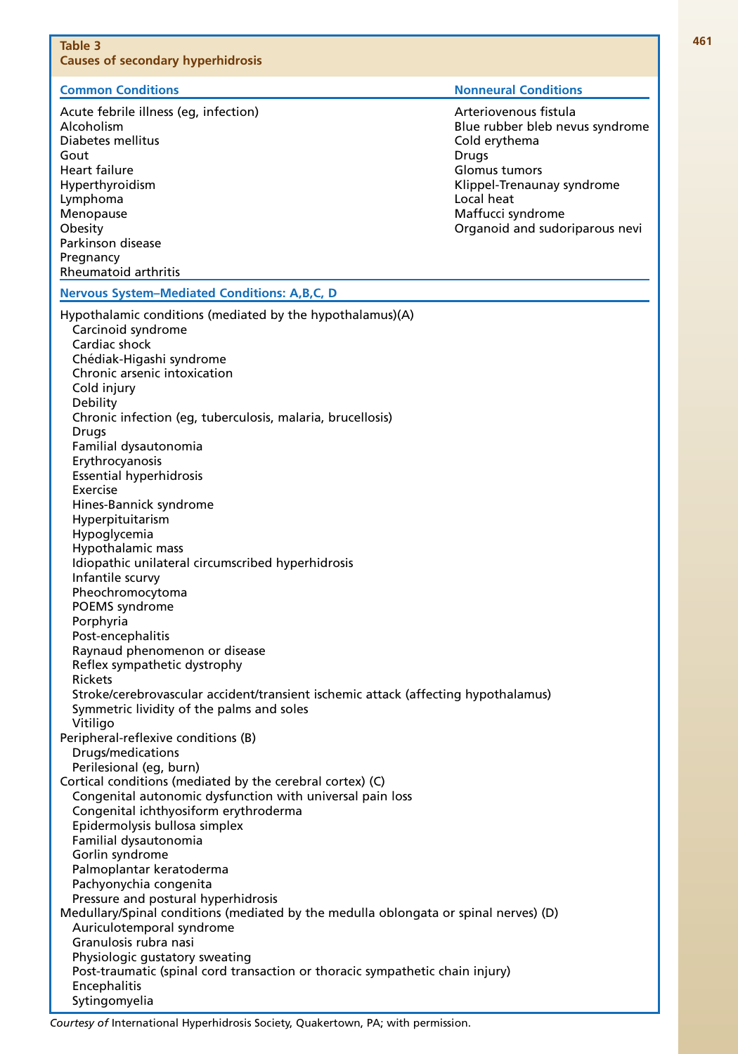**Table 3**
**Causes of secondary hyperhidrosis**

| Common Conditions | Nonneural Conditions |
| --- | --- |
| Acute febrile illness (eg, infection) | Arteriovenous fistula |
| Alcoholism | Blue rubber bleb nevus syndrome |
| Diabetes mellitus | Cold erythema |
| Gout | Drugs |
| Heart failure | Glomus tumors |
| Hyperthyroidism | Klippel-Trenaunay syndrome |
| Lymphoma | Local heat |
| Menopause | Maffucci syndrome |
| Obesity | Organoid and sudoriparous nevi |
| Parkinson disease | |
| Pregnancy | |
| Rheumatoid arthritis | |

**Nervous System–Mediated Conditions: A,B,C, D**

- Hypothalamic conditions (mediated by the hypothalamus)(A)
  - Carcinoid syndrome
  - Cardiac shock
  - Chédiak-Higashi syndrome
  - Chronic arsenic intoxication
  - Cold injury
  - Debility
  - Chronic infection (eg, tuberculosis, malaria, brucellosis)
  - Drugs
  - Familial dysautonomia
  - Erythrocyanosis
  - Essential hyperhidrosis
  - Exercise
  - Hines-Bannick syndrome
  - Hyperpituitarism
  - Hypoglycemia
  - Hypothalamic mass
  - Idiopathic unilateral circumscribed hyperhidrosis
  - Infantile scurvy
  - Pheochromocytoma
  - POEMS syndrome
  - Porphyria
  - Post-encephalitis
  - Raynaud phenomenon or disease
  - Reflex sympathetic dystrophy
  - Rickets
  - Stroke/cerebrovascular accident/transient ischemic attack (affecting hypothalamus)
  - Symmetric lividity of the palms and soles
  - Vitiligo
- Peripheral-reflexive conditions (B)
  - Drugs/medications
  - Perilesional (eg, burn)
- Cortical conditions (mediated by the cerebral cortex) (C)
  - Congenital autonomic dysfunction with universal pain loss
  - Congenital ichthyosiform erythroderma
  - Epidermolysis bullosa simplex
  - Familial dysautonomia
  - Gorlin syndrome
  - Palmoplantar keratoderma
  - Pachyonychia congenita
  - Pressure and postural hyperhidrosis
- Medullary/Spinal conditions (mediated by the medulla oblongata or spinal nerves) (D)
  - Auriculotemporal syndrome
  - Granulosis rubra nasi
  - Physiologic gustatory sweating
  - Post-traumatic (spinal cord transaction or thoracic sympathetic chain injury)
  - Encephalitis
  - Sytingomyelia

*Courtesy of* International Hyperhidrosis Society, Quakertown, PA; with permission.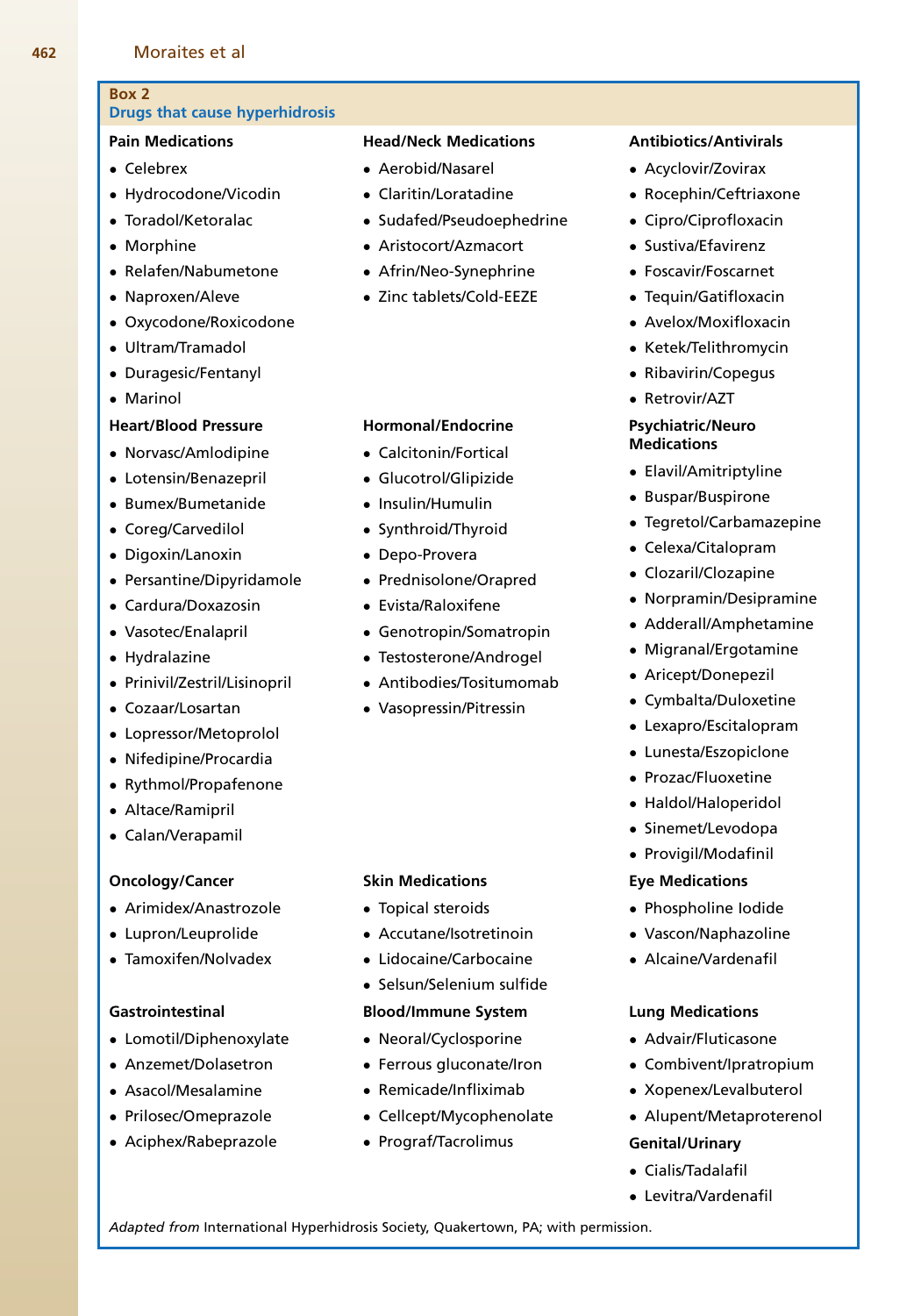**Box 2**
**Drugs that cause hyperhidrosis**

**Pain Medications**

- Celebrex
- Hydrocodone/Vicodin
- Toradol/Ketoralac
- Morphine
- Relafen/Nabumetone
- Naproxen/Aleve
- Oxycodone/Roxicodone
- Ultram/Tramadol
- Duragesic/Fentanyl
- Marinol

**Heart/Blood Pressure**

- Norvasc/Amlodipine
- Lotensin/Benazepril
- Bumex/Bumetanide
- Coreg/Carvedilol
- Digoxin/Lanoxin
- Persantine/Dipyridamole
- Cardura/Doxazosin
- Vasotec/Enalapril
- Hydralazine
- Prinivil/Zestril/Lisinopril
- Cozaar/Losartan
- Lopressor/Metoprolol
- Nifedipine/Procardia
- Rythmol/Propafenone
- Altace/Ramipril
- Calan/Verapamil

**Oncology/Cancer**

- Arimidex/Anastrozole
- Lupron/Leuprolide
- Tamoxifen/Nolvadex

**Gastrointestinal**

- Lomotil/Diphenoxylate
- Anzemet/Dolasetron
- Asacol/Mesalamine
- Prilosec/Omeprazole
- Aciphex/Rabeprazole

**Head/Neck Medications**

- Aerobid/Nasarel
- Claritin/Loratadine
- Sudafed/Pseudoephedrine
- Aristocort/Azmacort
- Afrin/Neo-Synephrine
- Zinc tablets/Cold-EEZE

**Hormonal/Endocrine**

- Calcitonin/Fortical
- Glucotrol/Glipizide
- Insulin/Humulin
- Synthroid/Thyroid
- Depo-Provera
- Prednisolone/Orapred
- Evista/Raloxifene
- Genotropin/Somatropin
- Testosterone/Androgel
- Antibodies/Tositumomab
- Vasopressin/Pitressin

**Skin Medications**

- Topical steroids
- Accutane/Isotretinoin
- Lidocaine/Carbocaine
- Selsun/Selenium sulfide

**Blood/Immune System**

- Neoral/Cyclosporine
- Ferrous gluconate/Iron
- Remicade/Infliximab
- Cellcept/Mycophenolate
- Prograf/Tacrolimus

**Antibiotics/Antivirals**

- Acyclovir/Zovirax
- Rocephin/Ceftriaxone
- Cipro/Ciprofloxacin
- Sustiva/Efavirenz
- Foscavir/Foscarnet
- Tequin/Gatifloxacin
- Avelox/Moxifloxacin
- Ketek/Telithromycin
- Ribavirin/Copegus
- Retrovir/AZT

**Psychiatric/Neuro Medications**

- Elavil/Amitriptyline
- Buspar/Buspirone
- Tegretol/Carbamazepine
- Celexa/Citalopram
- Clozaril/Clozapine
- Norpramin/Desipramine
- Adderall/Amphetamine
- Migranal/Ergotamine
- Aricept/Donepezil
- Cymbalta/Duloxetine
- Lexapro/Escitalopram
- Lunesta/Eszopiclone
- Prozac/Fluoxetine
- Haldol/Haloperidol
- Sinemet/Levodopa
- Provigil/Modafinil

**Eye Medications**

- Phospholine Iodide
- Vascon/Naphazoline
- Alcaine/Vardenafil

**Lung Medications**

- Advair/Fluticasone
- Combivent/Ipratropium
- Xopenex/Levalbuterol
- Alupent/Metaproterenol

**Genital/Urinary**

- Cialis/Tadalafil
- Levitra/Vardenafil

*Adapted from* International Hyperhidrosis Society, Quakertown, PA; with permission.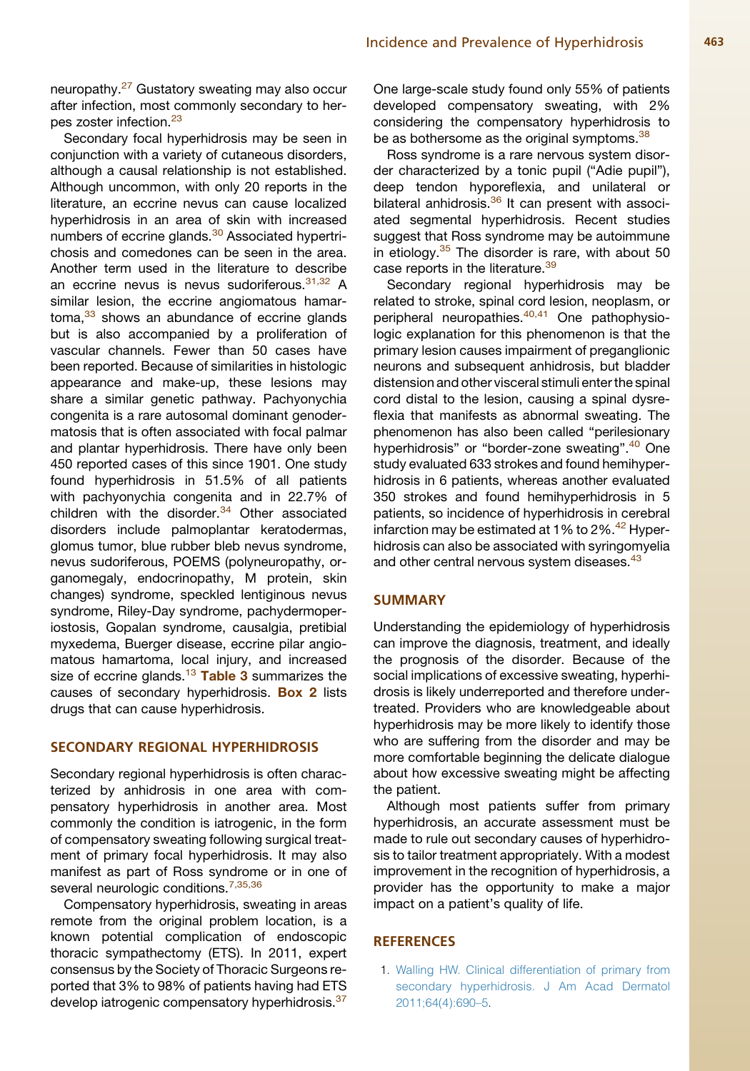neuropathy.[27] Gustatory sweating may also occur after infection, most commonly secondary to herpes zoster infection.[23]

Secondary focal hyperhidrosis may be seen in conjunction with a variety of cutaneous disorders, although a causal relationship is not established. Although uncommon, with only 20 reports in the literature, an eccrine nevus can cause localized hyperhidrosis in an area of skin with increased numbers of eccrine glands.[30] Associated hypertrichosis and comedones can be seen in the area. Another term used in the literature to describe an eccrine nevus is nevus sudoriferous.[31,32] A similar lesion, the eccrine angiomatous hamartoma,[33] shows an abundance of eccrine glands but is also accompanied by a proliferation of vascular channels. Fewer than 50 cases have been reported. Because of similarities in histologic appearance and make-up, these lesions may share a similar genetic pathway. Pachyonychia congenita is a rare autosomal dominant genodermatosis that is often associated with focal palmar and plantar hyperhidrosis. There have only been 450 reported cases of this since 1901. One study found hyperhidrosis in 51.5% of all patients with pachyonychia congenita and in 22.7% of children with the disorder.[34] Other associated disorders include palmoplantar keratodermas, glomus tumor, blue rubber bleb nevus syndrome, nevus sudoriferous, POEMS (polyneuropathy, organomegaly, endocrinopathy, M protein, skin changes) syndrome, speckled lentiginous nevus syndrome, Riley-Day syndrome, pachydermoperiostosis, Gopalan syndrome, causalgia, pretibial myxedema, Buerger disease, eccrine pilar angiomatous hamartoma, local injury, and increased size of eccrine glands.[13] **Table 3** summarizes the causes of secondary hyperhidrosis. **Box 2** lists drugs that can cause hyperhidrosis.

## SECONDARY REGIONAL HYPERHIDROSIS

Secondary regional hyperhidrosis is often characterized by anhidrosis in one area with compensatory hyperhidrosis in another area. Most commonly the condition is iatrogenic, in the form of compensatory sweating following surgical treatment of primary focal hyperhidrosis. It may also manifest as part of Ross syndrome or in one of several neurologic conditions.[7,35,36]

Compensatory hyperhidrosis, sweating in areas remote from the original problem location, is a known potential complication of endoscopic thoracic sympathectomy (ETS). In 2011, expert consensus by the Society of Thoracic Surgeons reported that 3% to 98% of patients having had ETS develop iatrogenic compensatory hyperhidrosis.[37] One large-scale study found only 55% of patients developed compensatory sweating, with 2% considering the compensatory hyperhidrosis to be as bothersome as the original symptoms.[38]

Ross syndrome is a rare nervous system disorder characterized by a tonic pupil ("Adie pupil"), deep tendon hyporeflexia, and unilateral or bilateral anhidrosis.[36] It can present with associated segmental hyperhidrosis. Recent studies suggest that Ross syndrome may be autoimmune in etiology.[35] The disorder is rare, with about 50 case reports in the literature.[39]

Secondary regional hyperhidrosis may be related to stroke, spinal cord lesion, neoplasm, or peripheral neuropathies.[40,41] One pathophysiologic explanation for this phenomenon is that the primary lesion causes impairment of preganglionic neurons and subsequent anhidrosis, but bladder distension and other visceral stimuli enter the spinal cord distal to the lesion, causing a spinal dysreflexia that manifests as abnormal sweating. The phenomenon has also been called "perilesionary hyperhidrosis" or "border-zone sweating".[40] One study evaluated 633 strokes and found hemihyperhidrosis in 6 patients, whereas another evaluated 350 strokes and found hemihyperhidrosis in 5 patients, so incidence of hyperhidrosis in cerebral infarction may be estimated at 1% to 2%.[42] Hyperhidrosis can also be associated with syringomyelia and other central nervous system diseases.[43]

## SUMMARY

Understanding the epidemiology of hyperhidrosis can improve the diagnosis, treatment, and ideally the prognosis of the disorder. Because of the social implications of excessive sweating, hyperhidrosis is likely underreported and therefore undertreated. Providers who are knowledgeable about hyperhidrosis may be more likely to identify those who are suffering from the disorder and may be more comfortable beginning the delicate dialogue about how excessive sweating might be affecting the patient.

Although most patients suffer from primary hyperhidrosis, an accurate assessment must be made to rule out secondary causes of hyperhidrosis to tailor treatment appropriately. With a modest improvement in the recognition of hyperhidrosis, a provider has the opportunity to make a major impact on a patient's quality of life.

## REFERENCES

1. Walling HW. Clinical differentiation of primary from secondary hyperhidrosis. J Am Acad Dermatol 2011;64(4):690–5.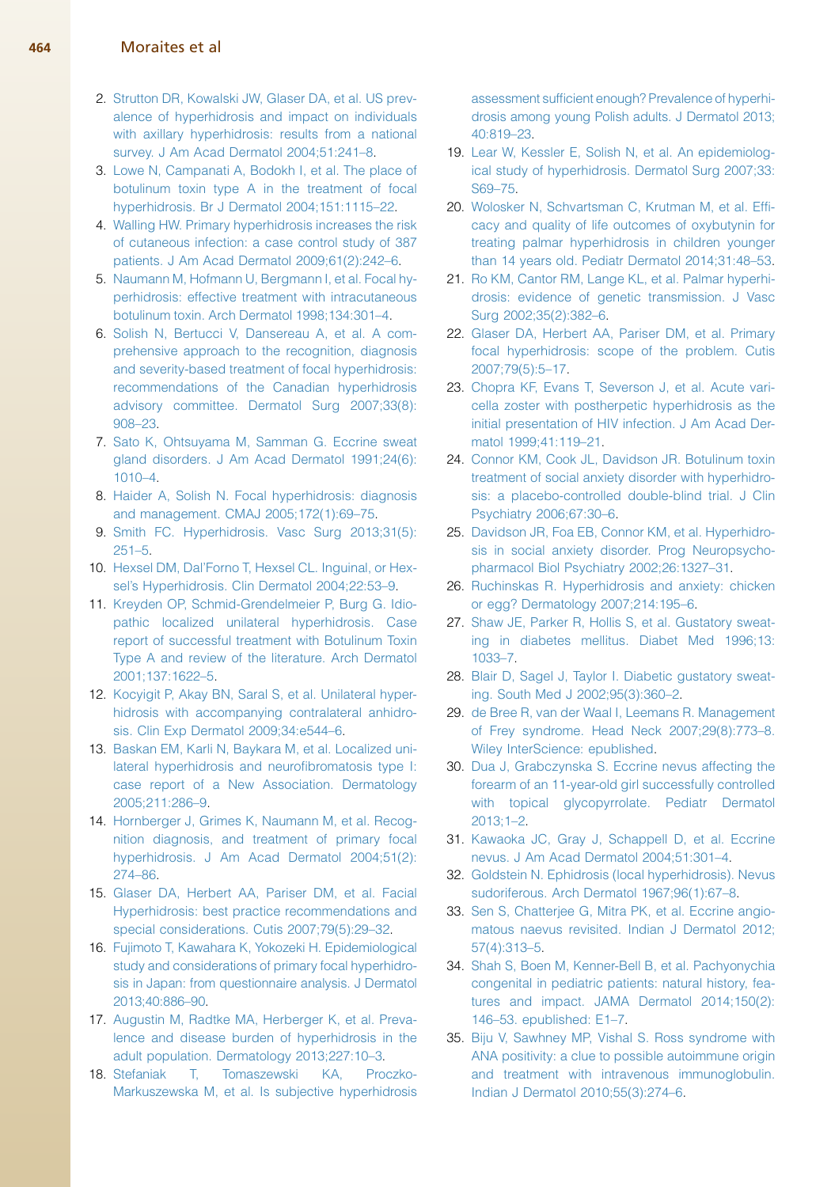2. Strutton DR, Kowalski JW, Glaser DA, et al. US prevalence of hyperhidrosis and impact on individuals with axillary hyperhidrosis: results from a national survey. J Am Acad Dermatol 2004;51:241–8.
3. Lowe N, Campanati A, Bodokh I, et al. The place of botulinum toxin type A in the treatment of focal hyperhidrosis. Br J Dermatol 2004;151:1115–22.
4. Walling HW. Primary hyperhidrosis increases the risk of cutaneous infection: a case control study of 387 patients. J Am Acad Dermatol 2009;61(2):242–6.
5. Naumann M, Hofmann U, Bergmann I, et al. Focal hyperhidrosis: effective treatment with intracutaneous botulinum toxin. Arch Dermatol 1998;134:301–4.
6. Solish N, Bertucci V, Dansereau A, et al. A comprehensive approach to the recognition, diagnosis and severity-based treatment of focal hyperhidrosis: recommendations of the Canadian hyperhidrosis advisory committee. Dermatol Surg 2007;33(8):908–23.
7. Sato K, Ohtsuyama M, Samman G. Eccrine sweat gland disorders. J Am Acad Dermatol 1991;24(6):1010–4.
8. Haider A, Solish N. Focal hyperhidrosis: diagnosis and management. CMAJ 2005;172(1):69–75.
9. Smith FC. Hyperhidrosis. Vasc Surg 2013;31(5):251–5.
10. Hexsel DM, Dal'Forno T, Hexsel CL. Inguinal, or Hexsel's Hyperhidrosis. Clin Dermatol 2004;22:53–9.
11. Kreyden OP, Schmid-Grendelmeier P, Burg G. Idiopathic localized unilateral hyperhidrosis. Case report of successful treatment with Botulinum Toxin Type A and review of the literature. Arch Dermatol 2001;137:1622–5.
12. Kocyigit P, Akay BN, Saral S, et al. Unilateral hyperhidrosis with accompanying contralateral anhidrosis. Clin Exp Dermatol 2009;34:e544–6.
13. Baskan EM, Karli N, Baykara M, et al. Localized unilateral hyperhidrosis and neurofibromatosis type I: case report of a New Association. Dermatology 2005;211:286–9.
14. Hornberger J, Grimes K, Naumann M, et al. Recognition diagnosis, and treatment of primary focal hyperhidrosis. J Am Acad Dermatol 2004;51(2):274–86.
15. Glaser DA, Herbert AA, Pariser DM, et al. Facial Hyperhidrosis: best practice recommendations and special considerations. Cutis 2007;79(5):29–32.
16. Fujimoto T, Kawahara K, Yokozeki H. Epidemiological study and considerations of primary focal hyperhidrosis in Japan: from questionnaire analysis. J Dermatol 2013;40:886–90.
17. Augustin M, Radtke MA, Herberger K, et al. Prevalence and disease burden of hyperhidrosis in the adult population. Dermatology 2013;227:10–3.
18. Stefaniak T, Tomaszewski KA, Proczko-Markuszewska M, et al. Is subjective hyperhidrosis assessment sufficient enough? Prevalence of hyperhidrosis among young Polish adults. J Dermatol 2013;40:819–23.
19. Lear W, Kessler E, Solish N, et al. An epidemiological study of hyperhidrosis. Dermatol Surg 2007;33:S69–75.
20. Wolosker N, Schvartsman C, Krutman M, et al. Efficacy and quality of life outcomes of oxybutynin for treating palmar hyperhidrosis in children younger than 14 years old. Pediatr Dermatol 2014;31:48–53.
21. Ro KM, Cantor RM, Lange KL, et al. Palmar hyperhidrosis: evidence of genetic transmission. J Vasc Surg 2002;35(2):382–6.
22. Glaser DA, Herbert AA, Pariser DM, et al. Primary focal hyperhidrosis: scope of the problem. Cutis 2007;79(5):5–17.
23. Chopra KF, Evans T, Severson J, et al. Acute varicella zoster with postherpetic hyperhidrosis as the initial presentation of HIV infection. J Am Acad Dermatol 1999;41:119–21.
24. Connor KM, Cook JL, Davidson JR. Botulinum toxin treatment of social anxiety disorder with hyperhidrosis: a placebo-controlled double-blind trial. J Clin Psychiatry 2006;67:30–6.
25. Davidson JR, Foa EB, Connor KM, et al. Hyperhidrosis in social anxiety disorder. Prog Neuropsychopharmacol Biol Psychiatry 2002;26:1327–31.
26. Ruchinskas R. Hyperhidrosis and anxiety: chicken or egg? Dermatology 2007;214:195–6.
27. Shaw JE, Parker R, Hollis S, et al. Gustatory sweating in diabetes mellitus. Diabet Med 1996;13:1033–7.
28. Blair D, Sagel J, Taylor I. Diabetic gustatory sweating. South Med J 2002;95(3):360–2.
29. de Bree R, van der Waal I, Leemans R. Management of Frey syndrome. Head Neck 2007;29(8):773–8. Wiley InterScience: epublished.
30. Dua J, Grabczynska S. Eccrine nevus affecting the forearm of an 11-year-old girl successfully controlled with topical glycopyrrolate. Pediatr Dermatol 2013;1–2.
31. Kawaoka JC, Gray J, Schappell D, et al. Eccrine nevus. J Am Acad Dermatol 2004;51:301–4.
32. Goldstein N. Ephidrosis (local hyperhidrosis). Nevus sudoriferous. Arch Dermatol 1967;96(1):67–8.
33. Sen S, Chatterjee G, Mitra PK, et al. Eccrine angiomatous naevus revisited. Indian J Dermatol 2012;57(4):313–5.
34. Shah S, Boen M, Kenner-Bell B, et al. Pachyonychia congenital in pediatric patients: natural history, features and impact. JAMA Dermatol 2014;150(2):146–53. epublished: E1–7.
35. Biju V, Sawhney MP, Vishal S. Ross syndrome with ANA positivity: a clue to possible autoimmune origin and treatment with intravenous immunoglobulin. Indian J Dermatol 2010;55(3):274–6.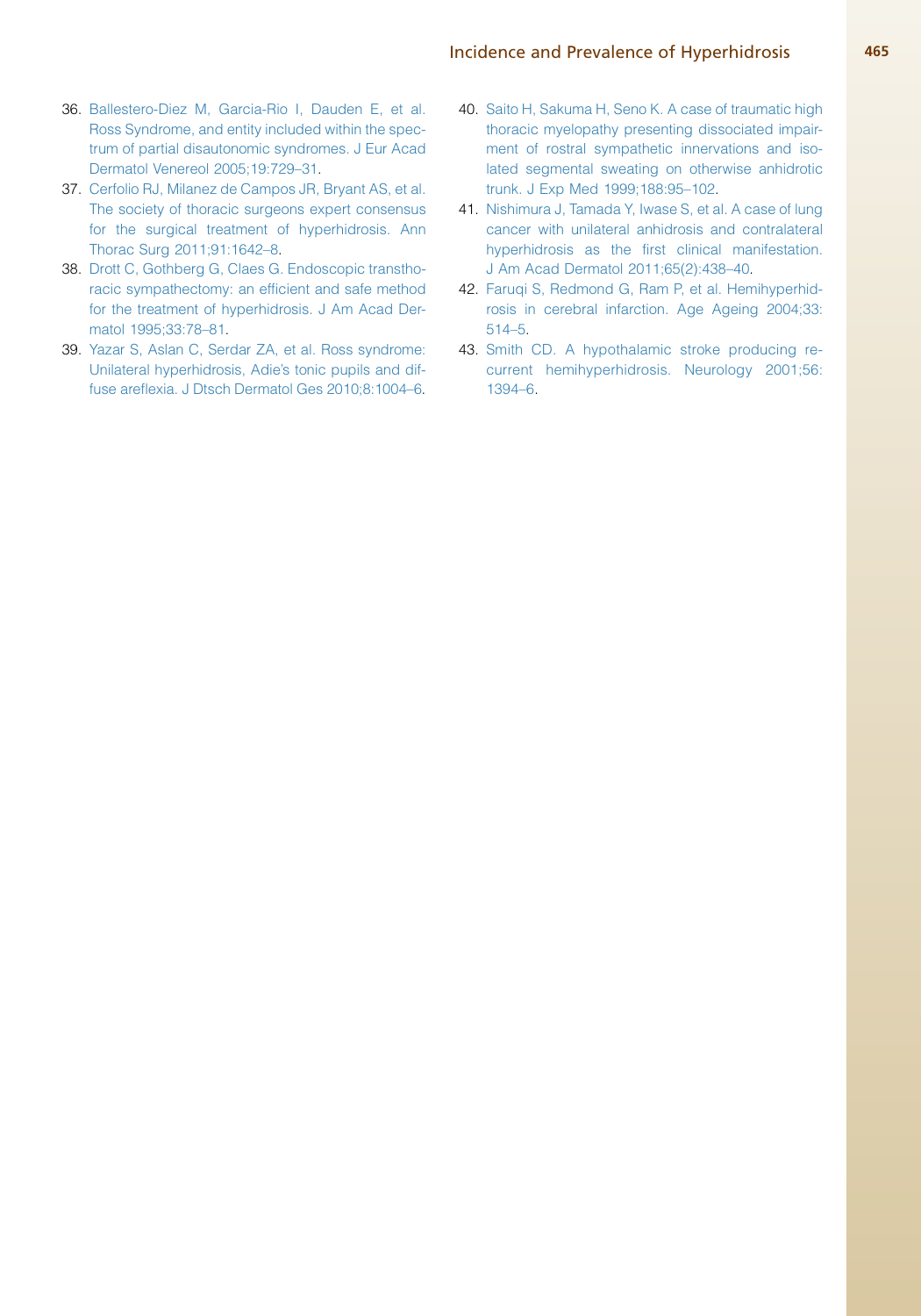36. Ballestero-Diez M, Garcia-Rio I, Dauden E, et al. Ross Syndrome, and entity included within the spectrum of partial disautonomic syndromes. J Eur Acad Dermatol Venereol 2005;19:729–31.
37. Cerfolio RJ, Milanez de Campos JR, Bryant AS, et al. The society of thoracic surgeons expert consensus for the surgical treatment of hyperhidrosis. Ann Thorac Surg 2011;91:1642–8.
38. Drott C, Gothberg G, Claes G. Endoscopic transthoracic sympathectomy: an efficient and safe method for the treatment of hyperhidrosis. J Am Acad Dermatol 1995;33:78–81.
39. Yazar S, Aslan C, Serdar ZA, et al. Ross syndrome: Unilateral hyperhidrosis, Adie's tonic pupils and diffuse areflexia. J Dtsch Dermatol Ges 2010;8:1004–6.
40. Saito H, Sakuma H, Seno K. A case of traumatic high thoracic myelopathy presenting dissociated impairment of rostral sympathetic innervations and isolated segmental sweating on otherwise anhidrotic trunk. J Exp Med 1999;188:95–102.
41. Nishimura J, Tamada Y, Iwase S, et al. A case of lung cancer with unilateral anhidrosis and contralateral hyperhidrosis as the first clinical manifestation. J Am Acad Dermatol 2011;65(2):438–40.
42. Faruqi S, Redmond G, Ram P, et al. Hemihyperhidrosis in cerebral infarction. Age Ageing 2004;33:514–5.
43. Smith CD. A hypothalamic stroke producing recurrent hemihyperhidrosis. Neurology 2001;56:1394–6.